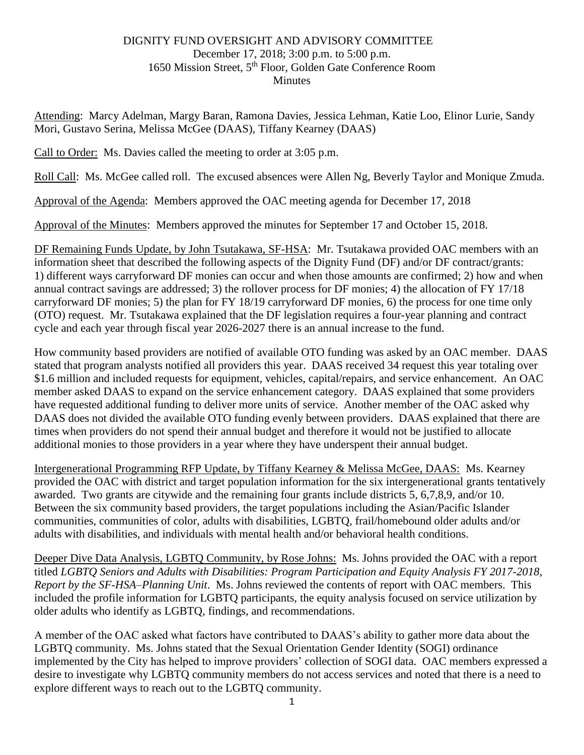DIGNITY FUND OVERSIGHT AND ADVISORY COMMITTEE
December 17, 2018; 3:00 p.m. to 5:00 p.m.
1650 Mission Street, 5th Floor, Golden Gate Conference Room
Minutes

Attending: Marcy Adelman, Margy Baran, Ramona Davies, Jessica Lehman, Katie Loo, Elinor Lurie, Sandy Mori, Gustavo Serina, Melissa McGee (DAAS), Tiffany Kearney (DAAS)

Call to Order: Ms. Davies called the meeting to order at 3:05 p.m.

Roll Call: Ms. McGee called roll. The excused absences were Allen Ng, Beverly Taylor and Monique Zmuda.

Approval of the Agenda: Members approved the OAC meeting agenda for December 17, 2018

Approval of the Minutes: Members approved the minutes for September 17 and October 15, 2018.

DF Remaining Funds Update, by John Tsutakawa, SF-HSA: Mr. Tsutakawa provided OAC members with an information sheet that described the following aspects of the Dignity Fund (DF) and/or DF contract/grants: 1) different ways carryforward DF monies can occur and when those amounts are confirmed; 2) how and when annual contract savings are addressed; 3) the rollover process for DF monies; 4) the allocation of FY 17/18 carryforward DF monies; 5) the plan for FY 18/19 carryforward DF monies, 6) the process for one time only (OTO) request. Mr. Tsutakawa explained that the DF legislation requires a four-year planning and contract cycle and each year through fiscal year 2026-2027 there is an annual increase to the fund.

How community based providers are notified of available OTO funding was asked by an OAC member. DAAS stated that program analysts notified all providers this year. DAAS received 34 request this year totaling over $1.6 million and included requests for equipment, vehicles, capital/repairs, and service enhancement. An OAC member asked DAAS to expand on the service enhancement category. DAAS explained that some providers have requested additional funding to deliver more units of service. Another member of the OAC asked why DAAS does not divided the available OTO funding evenly between providers. DAAS explained that there are times when providers do not spend their annual budget and therefore it would not be justified to allocate additional monies to those providers in a year where they have underspent their annual budget.

Intergenerational Programming RFP Update, by Tiffany Kearney & Melissa McGee, DAAS: Ms. Kearney provided the OAC with district and target population information for the six intergenerational grants tentatively awarded. Two grants are citywide and the remaining four grants include districts 5, 6,7,8,9, and/or 10. Between the six community based providers, the target populations including the Asian/Pacific Islander communities, communities of color, adults with disabilities, LGBTQ, frail/homebound older adults and/or adults with disabilities, and individuals with mental health and/or behavioral health conditions.

Deeper Dive Data Analysis, LGBTQ Community, by Rose Johns: Ms. Johns provided the OAC with a report titled *LGBTQ Seniors and Adults with Disabilities: Program Participation and Equity Analysis FY 2017-2018, Report by the SF-HSA–Planning Unit*. Ms. Johns reviewed the contents of report with OAC members. This included the profile information for LGBTQ participants, the equity analysis focused on service utilization by older adults who identify as LGBTQ, findings, and recommendations.

A member of the OAC asked what factors have contributed to DAAS's ability to gather more data about the LGBTQ community. Ms. Johns stated that the Sexual Orientation Gender Identity (SOGI) ordinance implemented by the City has helped to improve providers' collection of SOGI data. OAC members expressed a desire to investigate why LGBTQ community members do not access services and noted that there is a need to explore different ways to reach out to the LGBTQ community.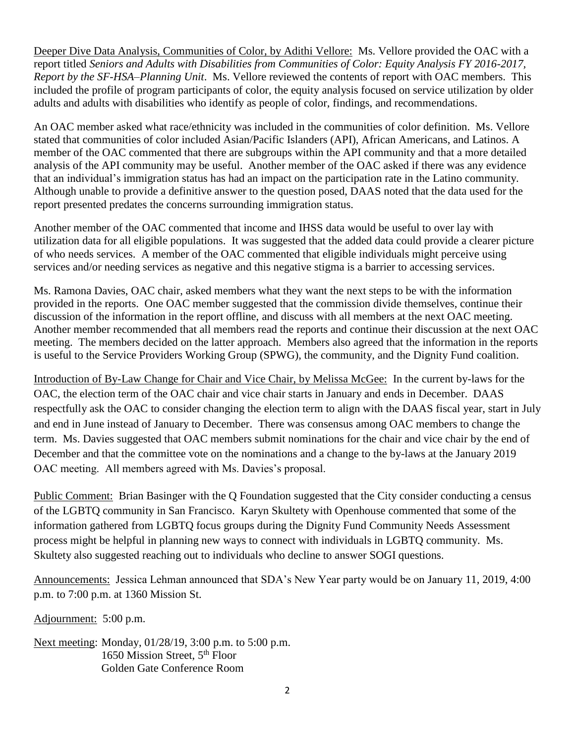Deeper Dive Data Analysis, Communities of Color, by Adithi Vellore: Ms. Vellore provided the OAC with a report titled *Seniors and Adults with Disabilities from Communities of Color: Equity Analysis FY 2016-2017, Report by the SF-HSA–Planning Unit*. Ms. Vellore reviewed the contents of report with OAC members. This included the profile of program participants of color, the equity analysis focused on service utilization by older adults and adults with disabilities who identify as people of color, findings, and recommendations.

An OAC member asked what race/ethnicity was included in the communities of color definition. Ms. Vellore stated that communities of color included Asian/Pacific Islanders (API), African Americans, and Latinos. A member of the OAC commented that there are subgroups within the API community and that a more detailed analysis of the API community may be useful. Another member of the OAC asked if there was any evidence that an individual's immigration status has had an impact on the participation rate in the Latino community. Although unable to provide a definitive answer to the question posed, DAAS noted that the data used for the report presented predates the concerns surrounding immigration status.

Another member of the OAC commented that income and IHSS data would be useful to over lay with utilization data for all eligible populations. It was suggested that the added data could provide a clearer picture of who needs services. A member of the OAC commented that eligible individuals might perceive using services and/or needing services as negative and this negative stigma is a barrier to accessing services.

Ms. Ramona Davies, OAC chair, asked members what they want the next steps to be with the information provided in the reports. One OAC member suggested that the commission divide themselves, continue their discussion of the information in the report offline, and discuss with all members at the next OAC meeting. Another member recommended that all members read the reports and continue their discussion at the next OAC meeting. The members decided on the latter approach. Members also agreed that the information in the reports is useful to the Service Providers Working Group (SPWG), the community, and the Dignity Fund coalition.

Introduction of By-Law Change for Chair and Vice Chair, by Melissa McGee: In the current by-laws for the OAC, the election term of the OAC chair and vice chair starts in January and ends in December. DAAS respectfully ask the OAC to consider changing the election term to align with the DAAS fiscal year, start in July and end in June instead of January to December. There was consensus among OAC members to change the term. Ms. Davies suggested that OAC members submit nominations for the chair and vice chair by the end of December and that the committee vote on the nominations and a change to the by-laws at the January 2019 OAC meeting. All members agreed with Ms. Davies's proposal.

Public Comment: Brian Basinger with the Q Foundation suggested that the City consider conducting a census of the LGBTQ community in San Francisco. Karyn Skultety with Openhouse commented that some of the information gathered from LGBTQ focus groups during the Dignity Fund Community Needs Assessment process might be helpful in planning new ways to connect with individuals in LGBTQ community. Ms. Skultety also suggested reaching out to individuals who decline to answer SOGI questions.

Announcements: Jessica Lehman announced that SDA's New Year party would be on January 11, 2019, 4:00 p.m. to 7:00 p.m. at 1360 Mission St.

Adjournment: 5:00 p.m.

Next meeting: Monday, 01/28/19, 3:00 p.m. to 5:00 p.m.
1650 Mission Street, 5th Floor
Golden Gate Conference Room